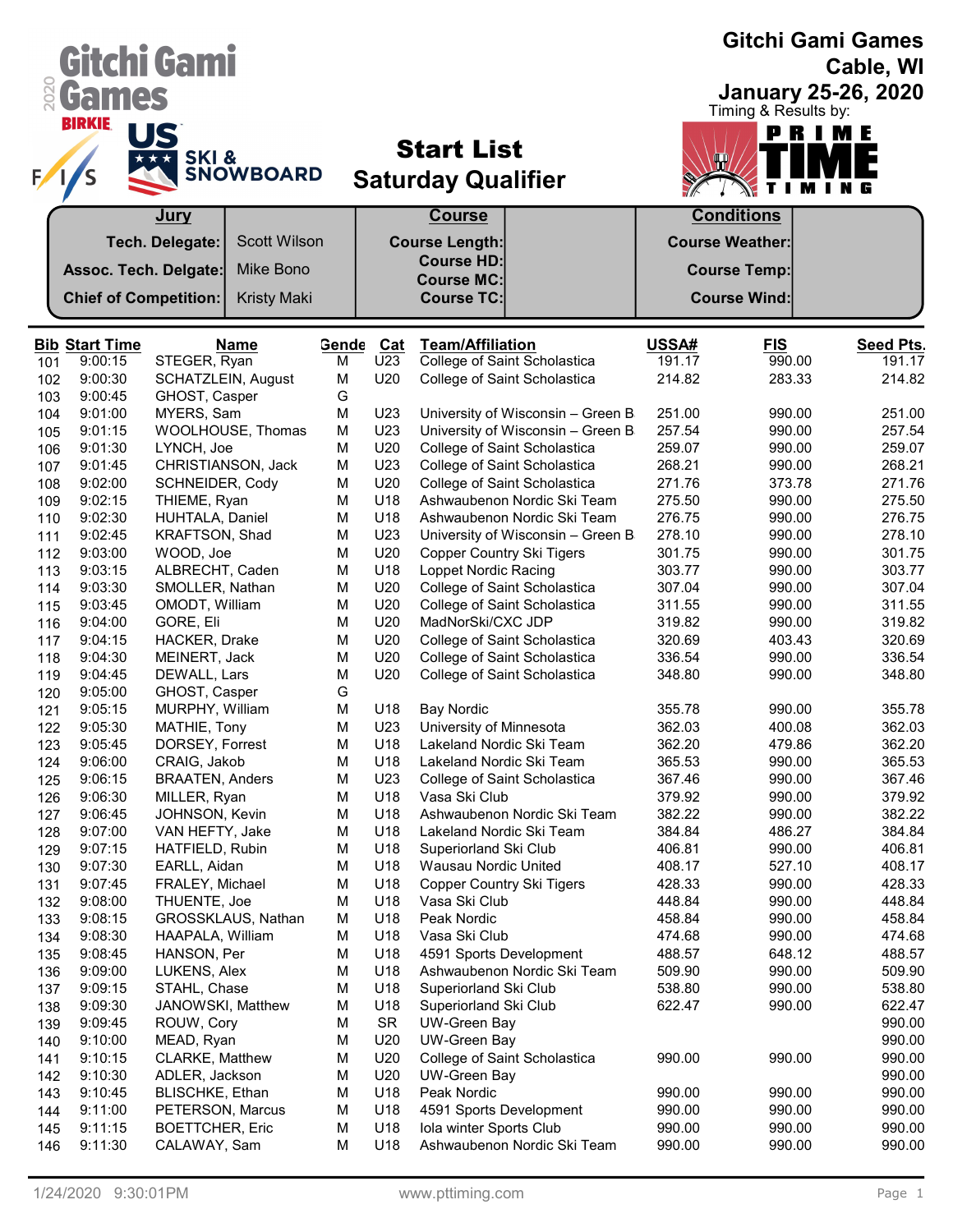# Gitchi Gami Games

**Gitchi Gami Games**
**Cable, WI**
**January 25-26, 2020**
Timing & Results by: PRIME TIME TIMING

## Start List
## Saturday Qualifier

| Jury | | Course | | Conditions | |
|---|---|---|---|---|---|
| Tech. Delegate: | Scott Wilson | Course Length: | | Course Weather: | |
| Assoc. Tech. Delegate: | Mike Bono | Course HD: | | Course Temp: | |
| | | Course MC: | | | |
| Chief of Competition: | Kristy Maki | Course TC: | | Course Wind: | |

| Bib | Start Time | Name | Gende | Cat | Team/Affiliation | USSA# | FIS | Seed Pts. |
|---|---|---|---|---|---|---|---|---|
| 101 | 9:00:15 | STEGER, Ryan | M | U23 | College of Saint Scholastica | 191.17 | 990.00 | 191.17 |
| 102 | 9:00:30 | SCHATZLEIN, August | M | U20 | College of Saint Scholastica | 214.82 | 283.33 | 214.82 |
| 103 | 9:00:45 | GHOST, Casper | G | | | | | |
| 104 | 9:01:00 | MYERS, Sam | M | U23 | University of Wisconsin – Green B | 251.00 | 990.00 | 251.00 |
| 105 | 9:01:15 | WOOLHOUSE, Thomas | M | U23 | University of Wisconsin – Green B | 257.54 | 990.00 | 257.54 |
| 106 | 9:01:30 | LYNCH, Joe | M | U20 | College of Saint Scholastica | 259.07 | 990.00 | 259.07 |
| 107 | 9:01:45 | CHRISTIANSON, Jack | M | U23 | College of Saint Scholastica | 268.21 | 990.00 | 268.21 |
| 108 | 9:02:00 | SCHNEIDER, Cody | M | U20 | College of Saint Scholastica | 271.76 | 373.78 | 271.76 |
| 109 | 9:02:15 | THIEME, Ryan | M | U18 | Ashwaubenon Nordic Ski Team | 275.50 | 990.00 | 275.50 |
| 110 | 9:02:30 | HUHTALA, Daniel | M | U18 | Ashwaubenon Nordic Ski Team | 276.75 | 990.00 | 276.75 |
| 111 | 9:02:45 | KRAFTSON, Shad | M | U23 | University of Wisconsin – Green B | 278.10 | 990.00 | 278.10 |
| 112 | 9:03:00 | WOOD, Joe | M | U20 | Copper Country Ski Tigers | 301.75 | 990.00 | 301.75 |
| 113 | 9:03:15 | ALBRECHT, Caden | M | U18 | Loppet Nordic Racing | 303.77 | 990.00 | 303.77 |
| 114 | 9:03:30 | SMOLLER, Nathan | M | U20 | College of Saint Scholastica | 307.04 | 990.00 | 307.04 |
| 115 | 9:03:45 | OMODT, William | M | U20 | College of Saint Scholastica | 311.55 | 990.00 | 311.55 |
| 116 | 9:04:00 | GORE, Eli | M | U20 | MadNorSki/CXC JDP | 319.82 | 990.00 | 319.82 |
| 117 | 9:04:15 | HACKER, Drake | M | U20 | College of Saint Scholastica | 320.69 | 403.43 | 320.69 |
| 118 | 9:04:30 | MEINERT, Jack | M | U20 | College of Saint Scholastica | 336.54 | 990.00 | 336.54 |
| 119 | 9:04:45 | DEWALL, Lars | M | U20 | College of Saint Scholastica | 348.80 | 990.00 | 348.80 |
| 120 | 9:05:00 | GHOST, Casper | G | | | | | |
| 121 | 9:05:15 | MURPHY, William | M | U18 | Bay Nordic | 355.78 | 990.00 | 355.78 |
| 122 | 9:05:30 | MATHIE, Tony | M | U23 | University of Minnesota | 362.03 | 400.08 | 362.03 |
| 123 | 9:05:45 | DORSEY, Forrest | M | U18 | Lakeland Nordic Ski Team | 362.20 | 479.86 | 362.20 |
| 124 | 9:06:00 | CRAIG, Jakob | M | U18 | Lakeland Nordic Ski Team | 365.53 | 990.00 | 365.53 |
| 125 | 9:06:15 | BRAATEN, Anders | M | U23 | College of Saint Scholastica | 367.46 | 990.00 | 367.46 |
| 126 | 9:06:30 | MILLER, Ryan | M | U18 | Vasa Ski Club | 379.92 | 990.00 | 379.92 |
| 127 | 9:06:45 | JOHNSON, Kevin | M | U18 | Ashwaubenon Nordic Ski Team | 382.22 | 990.00 | 382.22 |
| 128 | 9:07:00 | VAN HEFTY, Jake | M | U18 | Lakeland Nordic Ski Team | 384.84 | 486.27 | 384.84 |
| 129 | 9:07:15 | HATFIELD, Rubin | M | U18 | Superiorland Ski Club | 406.81 | 990.00 | 406.81 |
| 130 | 9:07:30 | EARLL, Aidan | M | U18 | Wausau Nordic United | 408.17 | 527.10 | 408.17 |
| 131 | 9:07:45 | FRALEY, Michael | M | U18 | Copper Country Ski Tigers | 428.33 | 990.00 | 428.33 |
| 132 | 9:08:00 | THUENTE, Joe | M | U18 | Vasa Ski Club | 448.84 | 990.00 | 448.84 |
| 133 | 9:08:15 | GROSSKLAUS, Nathan | M | U18 | Peak Nordic | 458.84 | 990.00 | 458.84 |
| 134 | 9:08:30 | HAAPALA, William | M | U18 | Vasa Ski Club | 474.68 | 990.00 | 474.68 |
| 135 | 9:08:45 | HANSON, Per | M | U18 | 4591 Sports Development | 488.57 | 648.12 | 488.57 |
| 136 | 9:09:00 | LUKENS, Alex | M | U18 | Ashwaubenon Nordic Ski Team | 509.90 | 990.00 | 509.90 |
| 137 | 9:09:15 | STAHL, Chase | M | U18 | Superiorland Ski Club | 538.80 | 990.00 | 538.80 |
| 138 | 9:09:30 | JANOWSKI, Matthew | M | U18 | Superiorland Ski Club | 622.47 | 990.00 | 622.47 |
| 139 | 9:09:45 | ROUW, Cory | M | SR | UW-Green Bay | | | 990.00 |
| 140 | 9:10:00 | MEAD, Ryan | M | U20 | UW-Green Bay | | | 990.00 |
| 141 | 9:10:15 | CLARKE, Matthew | M | U20 | College of Saint Scholastica | 990.00 | 990.00 | 990.00 |
| 142 | 9:10:30 | ADLER, Jackson | M | U20 | UW-Green Bay | | | 990.00 |
| 143 | 9:10:45 | BLISCHKE, Ethan | M | U18 | Peak Nordic | 990.00 | 990.00 | 990.00 |
| 144 | 9:11:00 | PETERSON, Marcus | M | U18 | 4591 Sports Development | 990.00 | 990.00 | 990.00 |
| 145 | 9:11:15 | BOETTCHER, Eric | M | U18 | Iola winter Sports Club | 990.00 | 990.00 | 990.00 |
| 146 | 9:11:30 | CALAWAY, Sam | M | U18 | Ashwaubenon Nordic Ski Team | 990.00 | 990.00 | 990.00 |

1/24/2020 9:30:01PM www.pttiming.com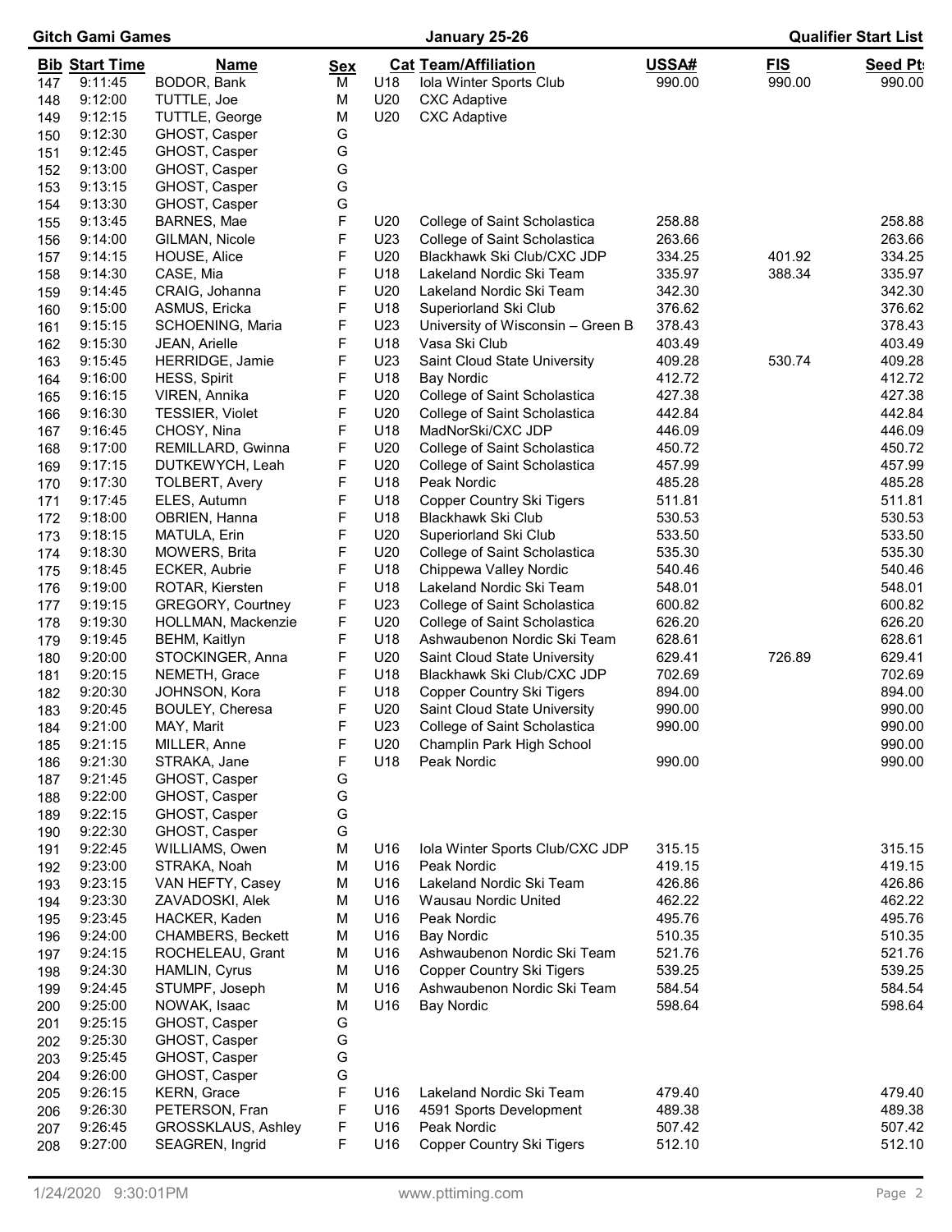Gitch Gami Games — January 25-26 — Qualifier Start List

| Bib | Start Time | Name | Sex | Cat | Team/Affiliation | USSA# | FIS | Seed Pts |
|---|---|---|---|---|---|---|---|---|
| 147 | 9:11:45 | BODOR, Bank | M | U18 | Iola Winter Sports Club | 990.00 | 990.00 | 990.00 |
| 148 | 9:12:00 | TUTTLE, Joe | M | U20 | CXC Adaptive | | | |
| 149 | 9:12:15 | TUTTLE, George | M | U20 | CXC Adaptive | | | |
| 150 | 9:12:30 | GHOST, Casper | G | | | | | |
| 151 | 9:12:45 | GHOST, Casper | G | | | | | |
| 152 | 9:13:00 | GHOST, Casper | G | | | | | |
| 153 | 9:13:15 | GHOST, Casper | G | | | | | |
| 154 | 9:13:30 | GHOST, Casper | G | | | | | |
| 155 | 9:13:45 | BARNES, Mae | F | U20 | College of Saint Scholastica | 258.88 | | 258.88 |
| 156 | 9:14:00 | GILMAN, Nicole | F | U23 | College of Saint Scholastica | 263.66 | | 263.66 |
| 157 | 9:14:15 | HOUSE, Alice | F | U20 | Blackhawk Ski Club/CXC JDP | 334.25 | 401.92 | 334.25 |
| 158 | 9:14:30 | CASE, Mia | F | U18 | Lakeland Nordic Ski Team | 335.97 | 388.34 | 335.97 |
| 159 | 9:14:45 | CRAIG, Johanna | F | U20 | Lakeland Nordic Ski Team | 342.30 | | 342.30 |
| 160 | 9:15:00 | ASMUS, Ericka | F | U18 | Superiorland Ski Club | 376.62 | | 376.62 |
| 161 | 9:15:15 | SCHOENING, Maria | F | U23 | University of Wisconsin – Green B | 378.43 | | 378.43 |
| 162 | 9:15:30 | JEAN, Arielle | F | U18 | Vasa Ski Club | 403.49 | | 403.49 |
| 163 | 9:15:45 | HERRIDGE, Jamie | F | U23 | Saint Cloud State University | 409.28 | 530.74 | 409.28 |
| 164 | 9:16:00 | HESS, Spirit | F | U18 | Bay Nordic | 412.72 | | 412.72 |
| 165 | 9:16:15 | VIREN, Annika | F | U20 | College of Saint Scholastica | 427.38 | | 427.38 |
| 166 | 9:16:30 | TESSIER, Violet | F | U20 | College of Saint Scholastica | 442.84 | | 442.84 |
| 167 | 9:16:45 | CHOSY, Nina | F | U18 | MadNorSki/CXC JDP | 446.09 | | 446.09 |
| 168 | 9:17:00 | REMILLARD, Gwinna | F | U20 | College of Saint Scholastica | 450.72 | | 450.72 |
| 169 | 9:17:15 | DUTKEWYCH, Leah | F | U20 | College of Saint Scholastica | 457.99 | | 457.99 |
| 170 | 9:17:30 | TOLBERT, Avery | F | U18 | Peak Nordic | 485.28 | | 485.28 |
| 171 | 9:17:45 | ELES, Autumn | F | U18 | Copper Country Ski Tigers | 511.81 | | 511.81 |
| 172 | 9:18:00 | OBRIEN, Hanna | F | U18 | Blackhawk Ski Club | 530.53 | | 530.53 |
| 173 | 9:18:15 | MATULA, Erin | F | U20 | Superiorland Ski Club | 533.50 | | 533.50 |
| 174 | 9:18:30 | MOWERS, Brita | F | U20 | College of Saint Scholastica | 535.30 | | 535.30 |
| 175 | 9:18:45 | ECKER, Aubrie | F | U18 | Chippewa Valley Nordic | 540.46 | | 540.46 |
| 176 | 9:19:00 | ROTAR, Kiersten | F | U18 | Lakeland Nordic Ski Team | 548.01 | | 548.01 |
| 177 | 9:19:15 | GREGORY, Courtney | F | U23 | College of Saint Scholastica | 600.82 | | 600.82 |
| 178 | 9:19:30 | HOLLMAN, Mackenzie | F | U20 | College of Saint Scholastica | 626.20 | | 626.20 |
| 179 | 9:19:45 | BEHM, Kaitlyn | F | U18 | Ashwaubenon Nordic Ski Team | 628.61 | | 628.61 |
| 180 | 9:20:00 | STOCKINGER, Anna | F | U20 | Saint Cloud State University | 629.41 | 726.89 | 629.41 |
| 181 | 9:20:15 | NEMETH, Grace | F | U18 | Blackhawk Ski Club/CXC JDP | 702.69 | | 702.69 |
| 182 | 9:20:30 | JOHNSON, Kora | F | U18 | Copper Country Ski Tigers | 894.00 | | 894.00 |
| 183 | 9:20:45 | BOULEY, Cheresa | F | U20 | Saint Cloud State University | 990.00 | | 990.00 |
| 184 | 9:21:00 | MAY, Marit | F | U23 | College of Saint Scholastica | 990.00 | | 990.00 |
| 185 | 9:21:15 | MILLER, Anne | F | U20 | Champlin Park High School | | | 990.00 |
| 186 | 9:21:30 | STRAKA, Jane | F | U18 | Peak Nordic | 990.00 | | 990.00 |
| 187 | 9:21:45 | GHOST, Casper | G | | | | | |
| 188 | 9:22:00 | GHOST, Casper | G | | | | | |
| 189 | 9:22:15 | GHOST, Casper | G | | | | | |
| 190 | 9:22:30 | GHOST, Casper | G | | | | | |
| 191 | 9:22:45 | WILLIAMS, Owen | M | U16 | Iola Winter Sports Club/CXC JDP | 315.15 | | 315.15 |
| 192 | 9:23:00 | STRAKA, Noah | M | U16 | Peak Nordic | 419.15 | | 419.15 |
| 193 | 9:23:15 | VAN HEFTY, Casey | M | U16 | Lakeland Nordic Ski Team | 426.86 | | 426.86 |
| 194 | 9:23:30 | ZAVADOSKI, Alek | M | U16 | Wausau Nordic United | 462.22 | | 462.22 |
| 195 | 9:23:45 | HACKER, Kaden | M | U16 | Peak Nordic | 495.76 | | 495.76 |
| 196 | 9:24:00 | CHAMBERS, Beckett | M | U16 | Bay Nordic | 510.35 | | 510.35 |
| 197 | 9:24:15 | ROCHELEAU, Grant | M | U16 | Ashwaubenon Nordic Ski Team | 521.76 | | 521.76 |
| 198 | 9:24:30 | HAMLIN, Cyrus | M | U16 | Copper Country Ski Tigers | 539.25 | | 539.25 |
| 199 | 9:24:45 | STUMPF, Joseph | M | U16 | Ashwaubenon Nordic Ski Team | 584.54 | | 584.54 |
| 200 | 9:25:00 | NOWAK, Isaac | M | U16 | Bay Nordic | 598.64 | | 598.64 |
| 201 | 9:25:15 | GHOST, Casper | G | | | | | |
| 202 | 9:25:30 | GHOST, Casper | G | | | | | |
| 203 | 9:25:45 | GHOST, Casper | G | | | | | |
| 204 | 9:26:00 | GHOST, Casper | G | | | | | |
| 205 | 9:26:15 | KERN, Grace | F | U16 | Lakeland Nordic Ski Team | 479.40 | | 479.40 |
| 206 | 9:26:30 | PETERSON, Fran | F | U16 | 4591 Sports Development | 489.38 | | 489.38 |
| 207 | 9:26:45 | GROSSKLAUS, Ashley | F | U16 | Peak Nordic | 507.42 | | 507.42 |
| 208 | 9:27:00 | SEAGREN, Ingrid | F | U16 | Copper Country Ski Tigers | 512.10 | | 512.10 |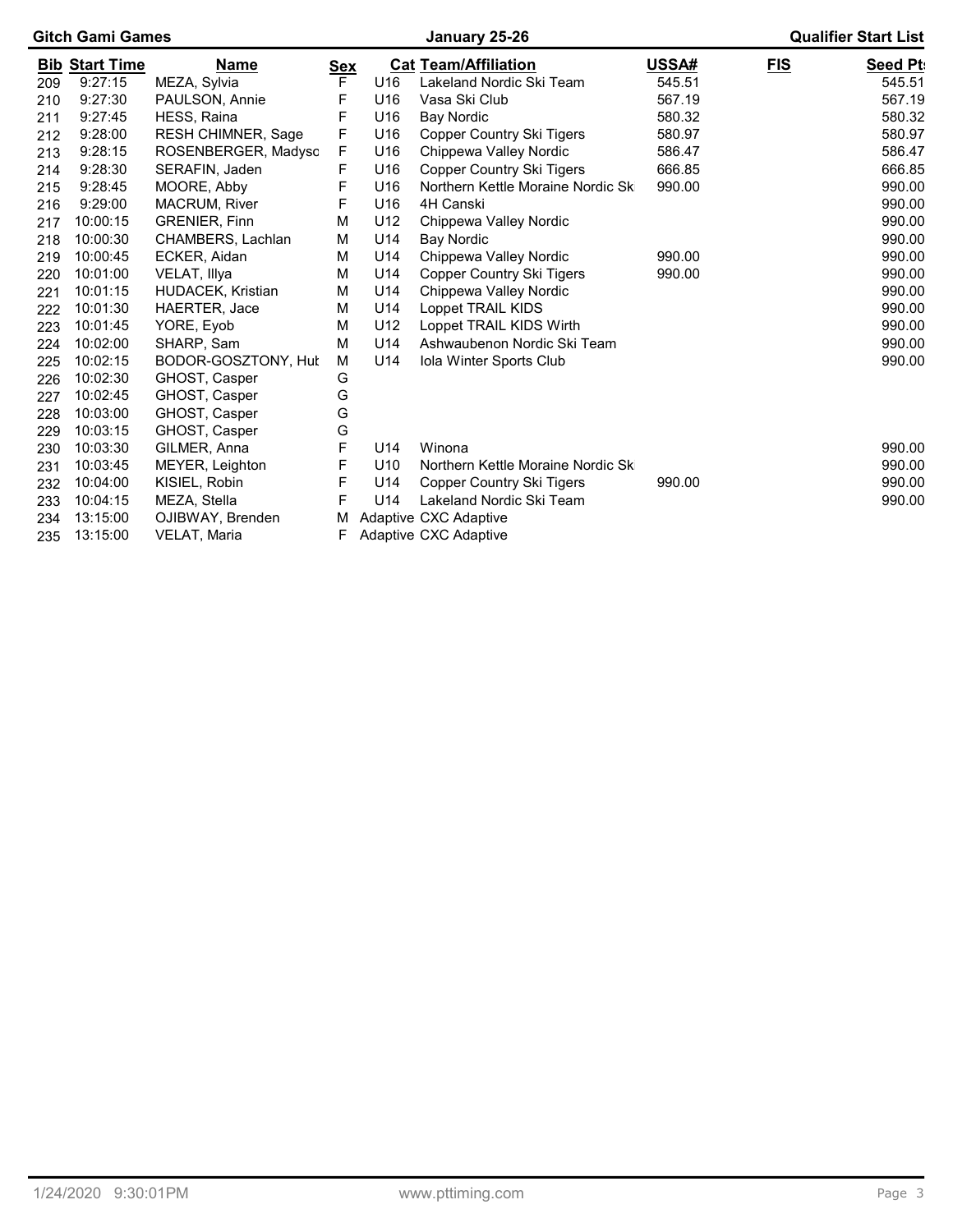| Bib | Start Time | Name | Sex | Cat | Team/Affiliation | USSA# | FIS | Seed Pts |
|---|---|---|---|---|---|---|---|---|
| 209 | 9:27:15 | MEZA, Sylvia | F | U16 | Lakeland Nordic Ski Team | 545.51 | | 545.51 |
| 210 | 9:27:30 | PAULSON, Annie | F | U16 | Vasa Ski Club | 567.19 | | 567.19 |
| 211 | 9:27:45 | HESS, Raina | F | U16 | Bay Nordic | 580.32 | | 580.32 |
| 212 | 9:28:00 | RESH CHIMNER, Sage | F | U16 | Copper Country Ski Tigers | 580.97 | | 580.97 |
| 213 | 9:28:15 | ROSENBERGER, Madyso | F | U16 | Chippewa Valley Nordic | 586.47 | | 586.47 |
| 214 | 9:28:30 | SERAFIN, Jaden | F | U16 | Copper Country Ski Tigers | 666.85 | | 666.85 |
| 215 | 9:28:45 | MOORE, Abby | F | U16 | Northern Kettle Moraine Nordic Sk | 990.00 | | 990.00 |
| 216 | 9:29:00 | MACRUM, River | F | U16 | 4H Canski | | | 990.00 |
| 217 | 10:00:15 | GRENIER, Finn | M | U12 | Chippewa Valley Nordic | | | 990.00 |
| 218 | 10:00:30 | CHAMBERS, Lachlan | M | U14 | Bay Nordic | | | 990.00 |
| 219 | 10:00:45 | ECKER, Aidan | M | U14 | Chippewa Valley Nordic | 990.00 | | 990.00 |
| 220 | 10:01:00 | VELAT, Illya | M | U14 | Copper Country Ski Tigers | 990.00 | | 990.00 |
| 221 | 10:01:15 | HUDACEK, Kristian | M | U14 | Chippewa Valley Nordic | | | 990.00 |
| 222 | 10:01:30 | HAERTER, Jace | M | U14 | Loppet TRAIL KIDS | | | 990.00 |
| 223 | 10:01:45 | YORE, Eyob | M | U12 | Loppet TRAIL KIDS Wirth | | | 990.00 |
| 224 | 10:02:00 | SHARP, Sam | M | U14 | Ashwaubenon Nordic Ski Team | | | 990.00 |
| 225 | 10:02:15 | BODOR-GOSZTONY, Hub | M | U14 | Iola Winter Sports Club | | | 990.00 |
| 226 | 10:02:30 | GHOST, Casper | G | | | | | |
| 227 | 10:02:45 | GHOST, Casper | G | | | | | |
| 228 | 10:03:00 | GHOST, Casper | G | | | | | |
| 229 | 10:03:15 | GHOST, Casper | G | | | | | |
| 230 | 10:03:30 | GILMER, Anna | F | U14 | Winona | | | 990.00 |
| 231 | 10:03:45 | MEYER, Leighton | F | U10 | Northern Kettle Moraine Nordic Sk | | | 990.00 |
| 232 | 10:04:00 | KISIEL, Robin | F | U14 | Copper Country Ski Tigers | 990.00 | | 990.00 |
| 233 | 10:04:15 | MEZA, Stella | F | U14 | Lakeland Nordic Ski Team | | | 990.00 |
| 234 | 13:15:00 | OJIBWAY, Brenden | M | Adaptive | CXC Adaptive | | | |
| 235 | 13:15:00 | VELAT, Maria | F | Adaptive | CXC Adaptive | | | |

1/24/2020 9:30:01PM www.pttiming.com